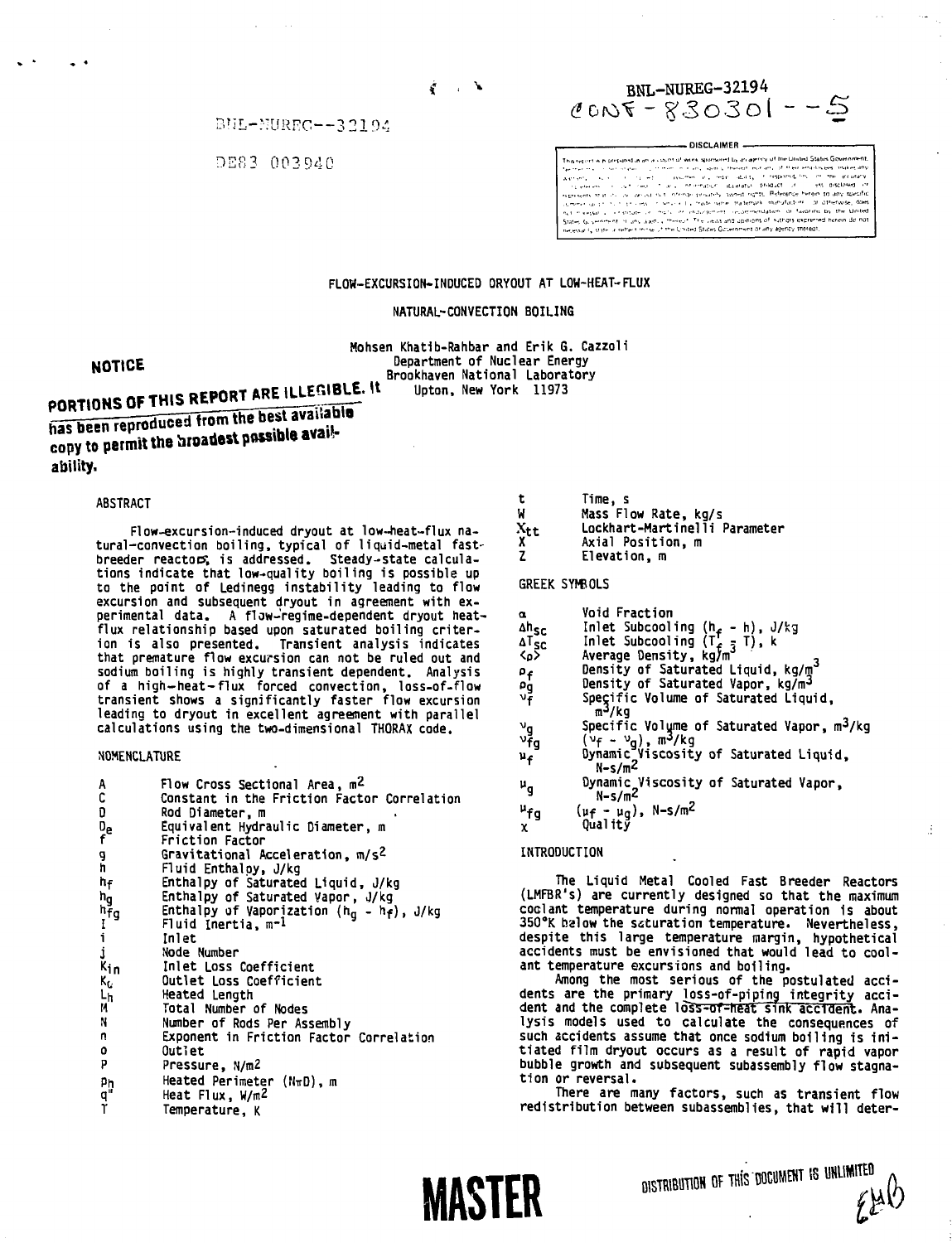BNL-NUREG-32194
CONF-830301--5

BNL-NUREG--32194

DE83 003940

DISCLAIMER

NOTICE

PORTIONS OF THIS REPORT ARE ILLEGIBLE. It has been reproduced from the best available copy to permit the broadest possible availability.

# FLOW-EXCURSION-INDUCED DRYOUT AT LOW-HEAT-FLUX NATURAL-CONVECTION BOILING

Mohsen Khatib-Rahbar and Erik G. Cazzoli
Department of Nuclear Energy
Brookhaven National Laboratory
Upton, New York 11973

## ABSTRACT

Flow-excursion-induced dryout at low-heat-flux natural-convection boiling, typical of liquid-metal fast-breeder reactors, is addressed. Steady-state calculations indicate that low-quality boiling is possible up to the point of Ledinegg instability leading to flow excursion and subsequent dryout in agreement with experimental data. A flow-regime-dependent dryout heat-flux relationship based upon saturated boiling criterion is also presented. Transient analysis indicates that premature flow excursion can not be ruled out and sodium boiling is highly transient dependent. Analysis of a high-heat-flux forced convection, loss-of-flow transient shows a significantly faster flow excursion leading to dryout in excellent agreement with parallel calculations using the two-dimensional THORAX code.

## NOMENCLATURE

| | |
|---|---|
| $A$ | Flow Cross Sectional Area, $m^2$ |
| $C$ | Constant in the Friction Factor Correlation |
| $D$ | Rod Diameter, m |
| $D_e$ | Equivalent Hydraulic Diameter, m |
| $f$ | Friction Factor |
| $g$ | Gravitational Acceleration, $m/s^2$ |
| $h$ | Fluid Enthalpy, J/kg |
| $h_f$ | Enthalpy of Saturated Liquid, J/kg |
| $h_g$ | Enthalpy of Saturated Vapor, J/kg |
| $h_{fg}$ | Enthalpy of Vaporization ($h_g - h_f$), J/kg |
| $I$ | Fluid Inertia, $m^{-1}$ |
| $i$ | Inlet |
| $j$ | Node Number |
| $K_{in}$ | Inlet Loss Coefficient |
| $K_o$ | Outlet Loss Coefficient |
| $L_h$ | Heated Length |
| $M$ | Total Number of Nodes |
| $N$ | Number of Rods Per Assembly |
| $n$ | Exponent in Friction Factor Correlation |
| $o$ | Outlet |
| $P$ | Pressure, $N/m^2$ |
| $P_h$ | Heated Perimeter ($N\pi D$), m |
| $q''$ | Heat Flux, $W/m^2$ |
| $T$ | Temperature, K |
| $t$ | Time, s |
| $W$ | Mass Flow Rate, kg/s |
| $X_{tt}$ | Lockhart-Martinelli Parameter |
| $X$ | Axial Position, m |
| $Z$ | Elevation, m |

## GREEK SYMBOLS

| | |
|---|---|
| $\alpha$ | Void Fraction |
| $\Delta h_{sc}$ | Inlet Subcooling ($h_f - h$), J/kg |
| $\Delta T_{sc}$ | Inlet Subcooling ($T_f - T$), K |
| $\langle\rho\rangle$ | Average Density, $kg/m^3$ |
| $\rho_f$ | Density of Saturated Liquid, $kg/m^3$ |
| $\rho_g$ | Density of Saturated Vapor, $kg/m^3$ |
| $v_f$ | Specific Volume of Saturated Liquid, $m^3/kg$ |
| $v_g$ | Specific Volume of Saturated Vapor, $m^3/kg$ |
| $v_{fg}$ | ($v_f - v_g$), $m^3/kg$ |
| $\mu_f$ | Dynamic Viscosity of Saturated Liquid, $N\text{-}s/m^2$ |
| $\mu_g$ | Dynamic Viscosity of Saturated Vapor, $N\text{-}s/m^2$ |
| $\mu_{fg}$ | ($\mu_f - \mu_g$), $N\text{-}s/m^2$ |
| $x$ | Quality |

## INTRODUCTION

The Liquid Metal Cooled Fast Breeder Reactors (LMFBR's) are currently designed so that the maximum coolant temperature during normal operation is about 350°K below the saturation temperature. Nevertheless, despite this large temperature margin, hypothetical accidents must be envisioned that would lead to coolant temperature excursions and boiling.

Among the most serious of the postulated accidents are the primary loss-of-piping integrity accident and the complete loss-of-heat sink accident. Analysis models used to calculate the consequences of such accidents assume that once sodium boiling is initiated film dryout occurs as a result of rapid vapor bubble growth and subsequent subassembly flow stagnation or reversal.

There are many factors, such as transient flow redistribution between subassemblies, that will deter-

MASTER

DISTRIBUTION OF THIS DOCUMENT IS UNLIMITED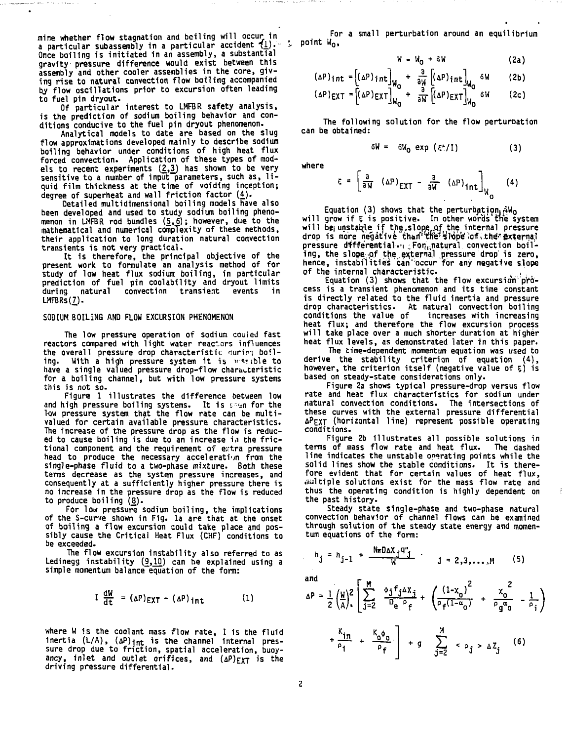mine whether flow stagnation and boiling will occur in a particular subassembly in a particular accident (1). Once boiling is initiated in an assembly, a substantial gravity pressure difference would exist between this assembly and other cooler assemblies in the core, giving rise to natural convection flow boiling accompanied by flow oscillations prior to excursion often leading to fuel pin dryout.

Of particular interest to LMFBR safety analysis, is the prediction of sodium boiling behavior and conditions conducive to the fuel pin dryout phenomenon.

Analytical models to date are based on the slug flow approximations developed mainly to describe sodium boiling behavior under conditions of high heat flux forced convection. Application of these types of models to recent experiments (2,3) has shown to be very sensitive to a number of input parameters, such as, liquid film thickness at the time of voiding inception; degree of superheat and wall friction factor (4).

Detailed multidimensional boiling models have also been developed and used to study sodium boiling phenomenon in LMFBR rod bundles (5,6); however, due to the mathematical and numerical complexity of these methods, their application to long duration natural convection transients is not very practical.

It is therefore, the principal objective of the present work to formulate an analysis method of for study of low heat flux sodium boiling, in particular prediction of fuel pin coolability and dryout limits during natural convection transient events in LMFBRs(7).

## SODIUM BOILING AND FLOW EXCURSION PHENOMENON

The low pressure operation of sodium cooled fast reactors compared with light water reactors influences the overall pressure drop characteristic during boiling. With a high pressure system it is possible to have a single valued pressure drop-flow characteristic for a boiling channel, but with low pressure systems this is not so.

Figure 1 illustrates the difference between low and high pressure boiling systems. It is seen for the low pressure system that the flow rate can be multi-valued for certain available pressure characteristics. The increase of the pressure drop as the flow is reduced to cause boiling is due to an increase in the frictional component and the requirement of extra pressure head to produce the necessary acceleration from the single-phase fluid to a two-phase mixture. Both these terms decrease as the system pressure increases, and consequently at a sufficiently higher pressure there is no increase in the pressure drop as the flow is reduced to produce boiling (8).

For low pressure sodium boiling, the implications of the S-curve shown in Fig. 1a are that at the onset of boiling a flow excursion could take place and possibly cause the Critical Heat Flux (CHF) conditions to be exceeded.

The flow excursion instability also referred to as Ledinegg instability (9,10) can be explained using a simple momentum balance equation of the form:

$$I \frac{dW}{dt} = (\Delta P)_{EXT} - (\Delta P)_{int} \qquad (1)$$

where $W$ is the coolant mass flow rate, $I$ is the fluid inertia ($L/A$), $(\Delta P)_{int}$ is the channel internal pressure drop due to friction, spatial acceleration, buoyancy, inlet and outlet orifices, and $(\Delta P)_{EXT}$ is the driving pressure differential.

For a small perturbation around an equilibrium point $W_0$,

$$W = W_0 + \delta W \qquad (2a)$$

$$(\Delta P)_{int} = \left[(\Delta P)_{int}\right]_{W_0} + \frac{\partial}{\partial W}\left[(\Delta P)_{int}\right]_{W_0} \delta W \qquad (2b)$$

$$(\Delta P)_{EXT} = \left[(\Delta P)_{EXT}\right]_{W_0} + \frac{\partial}{\partial W}\left[(\Delta P)_{EXT}\right]_{W_0} \delta W \qquad (2c)$$

The following solution for the flow perturbation can be obtained:

$$\delta W = \delta W_0 \exp\left(\xi t / I\right) \qquad (3)$$

where

$$\xi = \left[\frac{\partial}{\partial W}(\Delta P)_{EXT} - \frac{\partial}{\partial W}(\Delta P)_{int}\right]_{W_0} \qquad (4)$$

Equation (3) shows that the perturbation $\delta W_0$ will grow if $\xi$ is positive. In other words the system will be unstable if the slope of the internal pressure drop is more negative than the slope of the external pressure differential. For natural convection boiling, the slope of the external pressure drop is zero, hence, instabilities can occur for any negative slope of the internal characteristic.

Equation (3) shows that the flow excursion process is a transient phenomenon and its time constant is directly related to the fluid inertia and pressure drop characteristics. At natural convection boiling conditions the value of increases with increasing heat flux; and therefore the flow excursion process will take place over a much shorter duration at higher heat flux levels, as demonstrated later in this paper.

The time-dependent momentum equation was used to derive the stability criterion of equation (4), however, the criterion itself (negative value of $\xi$) is based on steady-state considerations only.

Figure 2a shows typical pressure-drop versus flow rate and heat flux characteristics for sodium under natural convection conditions. The intersections of these curves with the external pressure differential $\Delta P_{EXT}$ (horizontal line) represent possible operating conditions.

Figure 2b illustrates all possible solutions in terms of mass flow rate and heat flux. The dashed line indicates the unstable operating points while the solid lines show the stable conditions. It is therefore evident that for certain values of heat flux, multiple solutions exist for the mass flow rate and thus the operating condition is highly dependent on the past history.

Steady state single-phase and two-phase natural convection behavior of channel flows can be examined through solution of the steady state energy and momentum equations of the form:

$$h_j = h_{j-1} + \frac{N\pi D \Delta X_j q''_j}{W} \qquad j = 2,3,\ldots,M \qquad (5)$$

and

$$\Delta P = \frac{1}{2}\left(\frac{W}{A}\right)^2 \left[\sum_{j=2}^{M} \frac{\phi_j f_j \Delta X_j}{D_e \rho_f} + \left(\frac{(1-x_o)^2}{\rho_f(1-\alpha_o)} + \frac{x_o^2}{\rho_g \alpha_o} - \frac{1}{\rho_i}\right) + \frac{K_{in}}{\rho_i} + \frac{K_o \phi_o}{\rho_f}\right] + g \sum_{j=2}^{M} \langle \rho_j \rangle \Delta Z_j \qquad (6)$$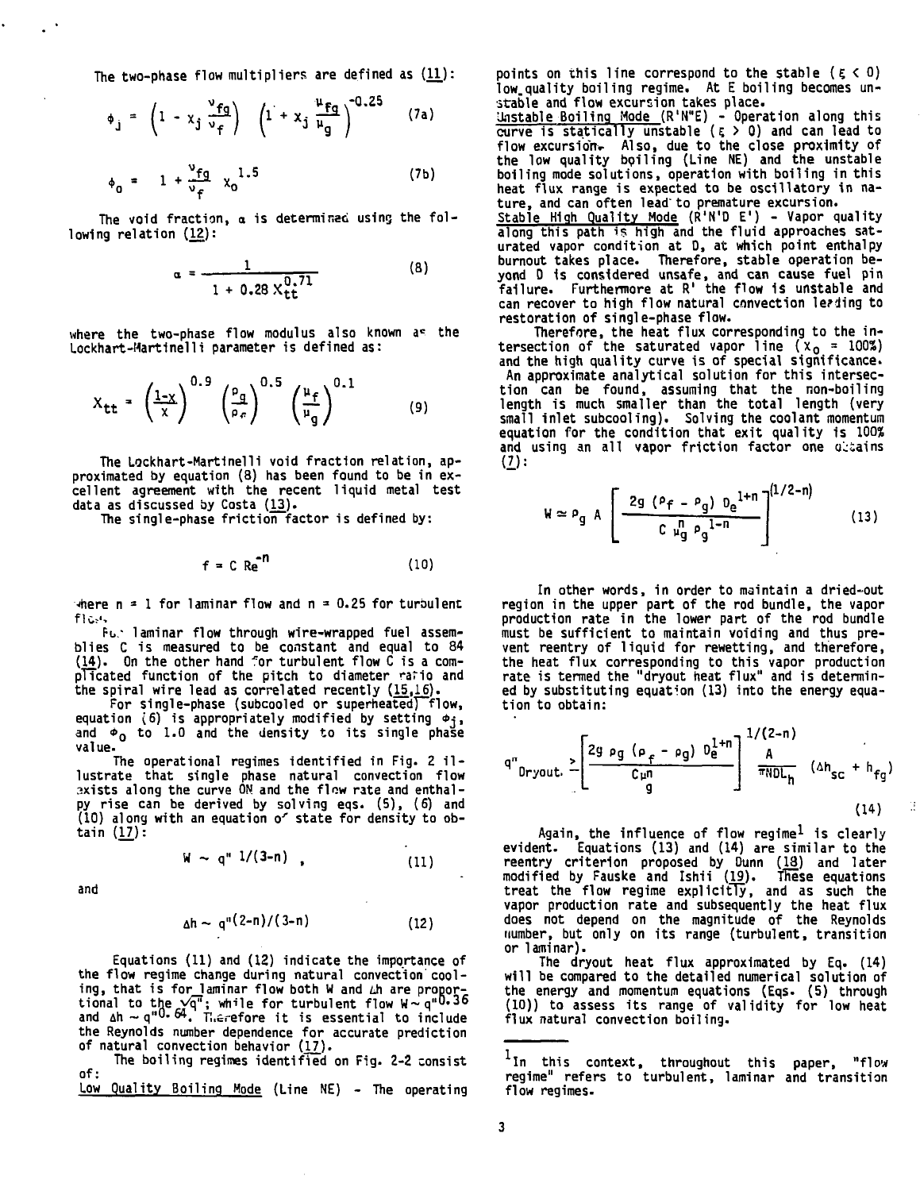The two-phase flow multipliers are defined as (11):

$$\phi_j = \left(1 - x_j \frac{v_{fg}}{v_f}\right) \left(1 + x_j \frac{\mu_{fg}}{\mu_g}\right)^{-0.25} \tag{7a}$$

$$\phi_o = 1 + \frac{v_{fg}}{v_f} x_o^{1.5} \tag{7b}$$

The void fraction, $\alpha$ is determined using the following relation (12):

$$\alpha = \frac{1}{1 + 0.28\, X_{tt}^{0.71}} \tag{8}$$

where the two-phase flow modulus also known as the Lockhart-Martinelli parameter is defined as:

$$X_{tt} = \left(\frac{1-x}{x}\right)^{0.9} \left(\frac{\rho_g}{\rho_f}\right)^{0.5} \left(\frac{\mu_f}{\mu_g}\right)^{0.1} \tag{9}$$

The Lockhart-Martinelli void fraction relation, approximated by equation (8) has been found to be in excellent agreement with the recent liquid metal test data as discussed by Costa (13).

The single-phase friction factor is defined by:

$$f = C\, Re^{-n} \tag{10}$$

where $n = 1$ for laminar flow and $n = 0.25$ for turbulent flow.

For laminar flow through wire-wrapped fuel assemblies C is measured to be constant and equal to 84 (14). On the other hand for turbulent flow C is a complicated function of the pitch to diameter ratio and the spiral wire lead as correlated recently (15,16).

For single-phase (subcooled or superheated) flow, equation (6) is appropriately modified by setting $\phi_j$, and $\phi_o$ to 1.0 and the density to its single phase value.

The operational regimes identified in Fig. 2 illustrate that single phase natural convection flow exists along the curve ON and the flow rate and enthalpy rise can be derived by solving eqs. (5), (6) and (10) along with an equation of state for density to obtain (17):

$$W \sim q''^{\,1/(3-n)} \,, \tag{11}$$

and

$$\Delta h \sim q''^{\,(2-n)/(3-n)} \tag{12}$$

Equations (11) and (12) indicate the importance of the flow regime change during natural convection cooling, that is for laminar flow both W and $\Delta h$ are proportional to the $\sqrt{q''}$; while for turbulent flow $W \sim q''^{0.36}$ and $\Delta h \sim q''^{0.64}$. Therefore it is essential to include the Reynolds number dependence for accurate prediction of natural convection behavior (17).

The boiling regimes identified on Fig. 2-2 consist of:

Low Quality Boiling Mode (Line NE) - The operating points on this line correspond to the stable ($\xi < 0$) low quality boiling regime. At E boiling becomes unstable and flow excursion takes place.

Unstable Boiling Mode (R'N"E) - Operation along this curve is statically unstable ($\xi > 0$) and can lead to flow excursion. Also, due to the close proximity of the low quality boiling (Line NE) and the unstable boiling mode solutions, operation with boiling in this heat flux range is expected to be oscillatory in nature, and can often lead to premature excursion.

Stable High Quality Mode (R'N'D E') - Vapor quality along this path is high and the fluid approaches saturated vapor condition at D, at which point enthalpy burnout takes place. Therefore, stable operation beyond D is considered unsafe, and can cause fuel pin failure. Furthermore at R' the flow is unstable and can recover to high flow natural convection leading to restoration of single-phase flow.

Therefore, the heat flux corresponding to the intersection of the saturated vapor line ($x_o = 100\%$) and the high quality curve is of special significance. An approximate analytical solution for this intersection can be found, assuming that the non-boiling length is much smaller than the total length (very small inlet subcooling). Solving the coolant momentum equation for the condition that exit quality is 100% and using an all vapor friction factor one obtains (7):

$$W \simeq \rho_g\, A \left[\frac{2g\,(\rho_f - \rho_g)\, D_e^{1+n}}{C\, \mu_g^{n}\, \rho_g^{1-n}}\right]^{(1/2-n)} \tag{13}$$

In other words, in order to maintain a dried-out region in the upper part of the rod bundle, the vapor production rate in the lower part of the rod bundle must be sufficient to maintain voiding and thus prevent reentry of liquid for rewetting, and therefore, the heat flux corresponding to this vapor production rate is termed the "dryout heat flux" and is determined by substituting equation (13) into the energy equation to obtain:

$$q''_{Dryout} \gtrsim \left[\frac{2g\,\rho_g\,(\rho_f - \rho_g)\, D_e^{1+n}}{C\mu_g^{n}}\right]^{1/(2-n)} \frac{A}{\pi N D L_h}\,(\Delta h_{sc} + h_{fg}) \tag{14}$$

Again, the influence of flow regime[1] is clearly evident. Equations (13) and (14) are similar to the reentry criterion proposed by Dunn (18) and later modified by Fauske and Ishii (19). These equations treat the flow regime explicitly, and as such the vapor production rate and subsequently the heat flux does not depend on the magnitude of the Reynolds number, but only on its range (turbulent, transition or laminar).

The dryout heat flux approximated by Eq. (14) will be compared to the detailed numerical solution of the energy and momentum equations (Eqs. (5) through (10)) to assess its range of validity for low heat flux natural convection boiling.

---

[1] In this context, throughout this paper, "flow regime" refers to turbulent, laminar and transition flow regimes.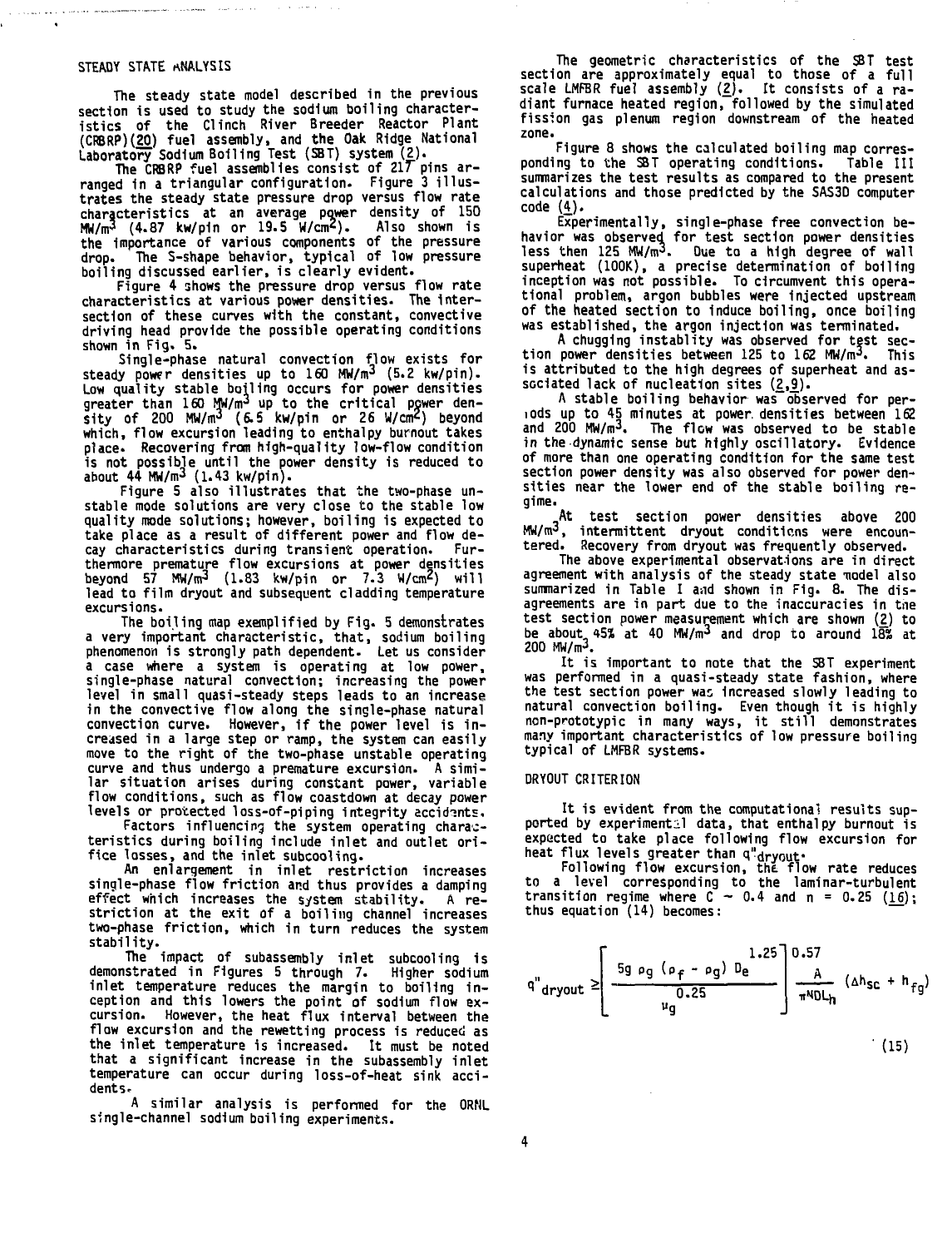## STEADY STATE ANALYSIS

The steady state model described in the previous section is used to study the sodium boiling characteristics of the Clinch River Breeder Reactor Plant (CRBRP)(20) fuel assembly, and the Oak Ridge National Laboratory Sodium Boiling Test (SBT) system (2).

The CRBRP fuel assemblies consist of 217 pins arranged in a triangular configuration. Figure 3 illustrates the steady state pressure drop versus flow rate characteristics at an average power density of 150 $MW/m^3$ (4.87 kw/pin or 19.5 $W/cm^2$). Also shown is the importance of various components of the pressure drop. The S-shape behavior, typical of low pressure boiling discussed earlier, is clearly evident.

Figure 4 shows the pressure drop versus flow rate characteristics at various power densities. The intersection of these curves with the constant, convective driving head provide the possible operating conditions shown in Fig. 5.

Single-phase natural convection flow exists for steady power densities up to 160 $MW/m^3$ (5.2 kw/pin). Low quality stable boiling occurs for power densities greater than 160 $MW/m^3$ up to the critical power density of 200 $MW/m^3$ (6.5 kw/pin or 26 $W/cm^2$) beyond which, flow excursion leading to enthalpy burnout takes place. Recovering from high-quality low-flow condition is not possible until the power density is reduced to about 44 $MW/m^3$ (1.43 kw/pin).

Figure 5 also illustrates that the two-phase unstable mode solutions are very close to the stable low quality mode solutions; however, boiling is expected to take place as a result of different power and flow decay characteristics during transient operation. Furthermore premature flow excursions at power densities beyond 57 $MW/m^3$ (1.83 kw/pin or 7.3 $W/cm^2$) will lead to film dryout and subsequent cladding temperature excursions.

The boiling map exemplified by Fig. 5 demonstrates a very important characteristic, that, sodium boiling phenomenon is strongly path dependent. Let us consider a case where a system is operating at low power, single-phase natural convection; increasing the power level in small quasi-steady steps leads to an increase in the convective flow along the single-phase natural convection curve. However, if the power level is increased in a large step or ramp, the system can easily move to the right of the two-phase unstable operating curve and thus undergo a premature excursion. A similar situation arises during constant power, variable flow conditions, such as flow coastdown at decay power levels or protected loss-of-piping integrity accidents.

Factors influencing the system operating characteristics during boiling include inlet and outlet orifice losses, and the inlet subcooling.

An enlargement in inlet restriction increases single-phase flow friction and thus provides a damping effect which increases the system stability. A restriction at the exit of a boiling channel increases two-phase friction, which in turn reduces the system stability.

The impact of subassembly inlet subcooling is demonstrated in Figures 5 through 7. Higher sodium inlet temperature reduces the margin to boiling inception and this lowers the point of sodium flow excursion. However, the heat flux interval between the flow excursion and the rewetting process is reduced as the inlet temperature is increased. It must be noted that a significant increase in the subassembly inlet temperature can occur during loss-of-heat sink accidents.

A similar analysis is performed for the ORNL single-channel sodium boiling experiments.

The geometric characteristics of the SBT test section are approximately equal to those of a full scale LMFBR fuel assembly (2). It consists of a radiant furnace heated region, followed by the simulated fission gas plenum region downstream of the heated zone.

Figure 8 shows the calculated boiling map corresponding to the SBT operating conditions. Table III summarizes the test results as compared to the present calculations and those predicted by the SAS3D computer code (4).

Experimentally, single-phase free convection behavior was observed for test section power densities less then 125 $MW/m^3$. Due to a high degree of wall superheat (100K), a precise determination of boiling inception was not possible. To circumvent this operational problem, argon bubbles were injected upstream of the heated section to induce boiling, once boiling was established, the argon injection was terminated.

A chugging instablity was observed for test section power densities between 125 to 162 $MW/m^3$. This is attributed to the high degrees of superheat and associated lack of nucleation sites (2,9).

A stable boiling behavior was observed for periods up to 45 minutes at power densities between 162 and 200 $MW/m^3$. The flow was observed to be stable in the dynamic sense but highly oscillatory. Evidence of more than one operating condition for the same test section power density was also observed for power densities near the lower end of the stable boiling regime.

At test section power densities above 200 $MW/m^3$, intermittent dryout conditions were encountered. Recovery from dryout was frequently observed.

The above experimental observations are in direct agreement with analysis of the steady state model also summarized in Table I and shown in Fig. 8. The disagreements are in part due to the inaccuracies in the test section power measurement which are shown (2) to be about 45% at 40 $MW/m^3$ and drop to around 18% at 200 $MW/m^3$.

It is important to note that the SBT experiment was performed in a quasi-steady state fashion, where the test section power was increased slowly leading to natural convection boiling. Even though it is highly non-prototypic in many ways, it still demonstrates many important characteristics of low pressure boiling typical of LMFBR systems.

## DRYOUT CRITERION

It is evident from the computational results supported by experimental data, that enthalpy burnout is expected to take place following flow excursion for heat flux levels greater than $q''_{dryout}$.

Following flow excursion, the flow rate reduces to a level corresponding to the laminar-turbulent transition regime where $C \sim 0.4$ and $n = 0.25$ (16); thus equation (14) becomes:

$$q''_{dryout} \geq \left[ \frac{5g\,\rho_g\,(\rho_f - \rho_g)\,D_e^{1.25}}{\mu_g^{0.25}} \right]^{0.57} \frac{A}{\pi N D L_h} \left(\Delta h_{sc} + h_{fg}\right) \tag{15}$$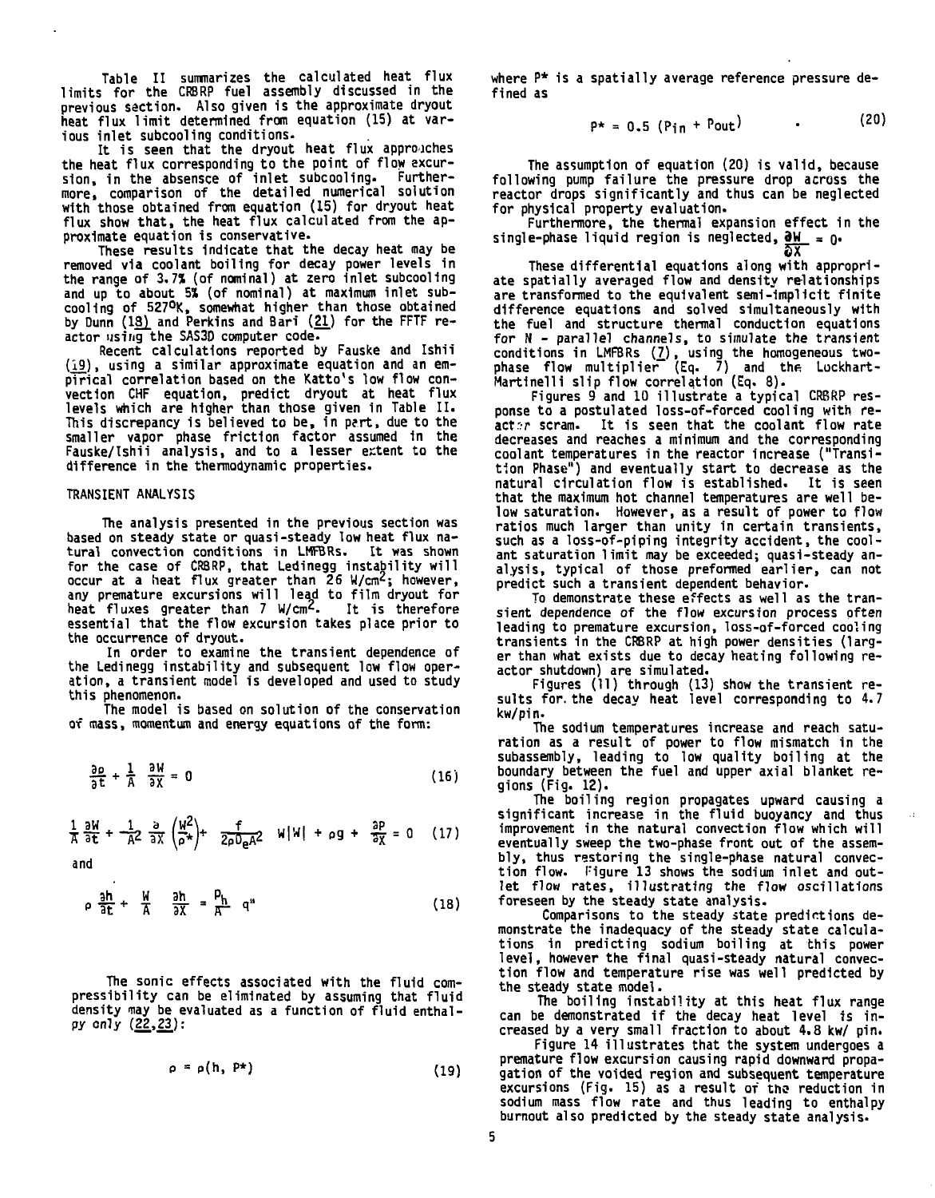Table II summarizes the calculated heat flux limits for the CRBRP fuel assembly discussed in the previous section. Also given is the approximate dryout heat flux limit determined from equation (15) at various inlet subcooling conditions.

It is seen that the dryout heat flux approaches the heat flux corresponding to the point of flow excursion, in the absensce of inlet subcooling. Furthermore, comparison of the detailed numerical solution with those obtained from equation (15) for dryout heat flux show that, the heat flux calculated from the approximate equation is conservative.

These results indicate that the decay heat may be removed via coolant boiling for decay power levels in the range of 3.7% (of nominal) at zero inlet subcooling and up to about 5% (of nominal) at maximum inlet subcooling of 527°K, somewhat higher than those obtained by Dunn (18) and Perkins and Bari (21) for the FFTF reactor using the SAS3D computer code.

Recent calculations reported by Fauske and Ishii (19), using a similar approximate equation and an empirical correlation based on the Katto's low flow convection CHF equation, predict dryout at heat flux levels which are higher than those given in Table II. This discrepancy is believed to be, in part, due to the smaller vapor phase friction factor assumed in the Fauske/Ishii analysis, and to a lesser extent to the difference in the thermodynamic properties.

## TRANSIENT ANALYSIS

The analysis presented in the previous section was based on steady state or quasi-steady low heat flux natural convection conditions in LMFBRs. It was shown for the case of CRBRP, that Ledinegg instability will occur at a heat flux greater than 26 W/cm$^2$; however, any premature excursions will lead to film dryout for heat fluxes greater than 7 W/cm$^2$. It is therefore essential that the flow excursion takes place prior to the occurrence of dryout.

In order to examine the transient dependence of the Ledinegg instability and subsequent low flow operation, a transient model is developed and used to study this phenomenon.

The model is based on solution of the conservation of mass, momentum and energy equations of the form:

$$\frac{\partial \rho}{\partial t} + \frac{1}{A}\frac{\partial W}{\partial X} = 0 \tag{16}$$

$$\frac{1}{A}\frac{\partial W}{\partial t} + \frac{1}{A^2}\frac{\partial}{\partial X}\left(\frac{W^2}{\rho^*}\right) + \frac{f}{2\rho D_e A^2} W|W| + \rho g + \frac{\partial P}{\partial X} = 0 \tag{17}$$

and

$$\rho\frac{\partial h}{\partial t} + \frac{W}{A}\frac{\partial h}{\partial X} = \frac{P_h}{A} q'' \tag{18}$$

The sonic effects associated with the fluid compressibility can be eliminated by assuming that fluid density may be evaluated as a function of fluid enthalpy only (22,23):

$$\rho = \rho(h, P^*) \tag{19}$$

where $P^*$ is a spatially average reference pressure defined as

$$P^* = 0.5\,(P_{in} + P_{out}) \tag{20}$$

The assumption of equation (20) is valid, because following pump failure the pressure drop across the reactor drops significantly and thus can be neglected for physical property evaluation.

Furthermore, the thermal expansion effect in the single-phase liquid region is neglected, $\frac{\partial W}{\partial X} = 0$.

These differential equations along with appropriate spatially averaged flow and density relationships are transformed to the equivalent semi-implicit finite difference equations and solved simultaneously with the fuel and structure thermal conduction equations for N - parallel channels, to simulate the transient conditions in LMFBRs (7), using the homogeneous two-phase flow multiplier (Eq. 7) and the Lockhart-Martinelli slip flow correlation (Eq. 8).

Figures 9 and 10 illustrate a typical CRBRP response to a postulated loss-of-forced cooling with reactor scram. It is seen that the coolant flow rate decreases and reaches a minimum and the corresponding coolant temperatures in the reactor increase ("Transition Phase") and eventually start to decrease as the natural circulation flow is established. It is seen that the maximum hot channel temperatures are well below saturation. However, as a result of power to flow ratios much larger than unity in certain transients, such as a loss-of-piping integrity accident, the coolant saturation limit may be exceeded; quasi-steady analysis, typical of those preformed earlier, can not predict such a transient dependent behavior.

To demonstrate these effects as well as the transient dependence of the flow excursion process often leading to premature excursion, loss-of-forced cooling transients in the CRBRP at high power densities (larger than what exists due to decay heating following reactor shutdown) are simulated.

Figures (11) through (13) show the transient results for the decay heat level corresponding to 4.7 kw/pin.

The sodium temperatures increase and reach saturation as a result of power to flow mismatch in the subassembly, leading to low quality boiling at the boundary between the fuel and upper axial blanket regions (Fig. 12).

The boiling region propagates upward causing a significant increase in the fluid buoyancy and thus improvement in the natural convection flow which will eventually sweep the two-phase front out of the assembly, thus restoring the single-phase natural convection flow. Figure 13 shows the sodium inlet and outlet flow rates, illustrating the flow oscillations foreseen by the steady state analysis.

Comparisons to the steady state predictions demonstrate the inadequacy of the steady state calculations in predicting sodium boiling at this power level, however the final quasi-steady natural convection flow and temperature rise was well predicted by the steady state model.

The boiling instability at this heat flux range can be demonstrated if the decay heat level is increased by a very small fraction to about 4.8 kw/ pin.

Figure 14 illustrates that the system undergoes a premature flow excursion causing rapid downward propagation of the voided region and subsequent temperature excursions (Fig. 15) as a result of the reduction in sodium mass flow rate and thus leading to enthalpy burnout also predicted by the steady state analysis.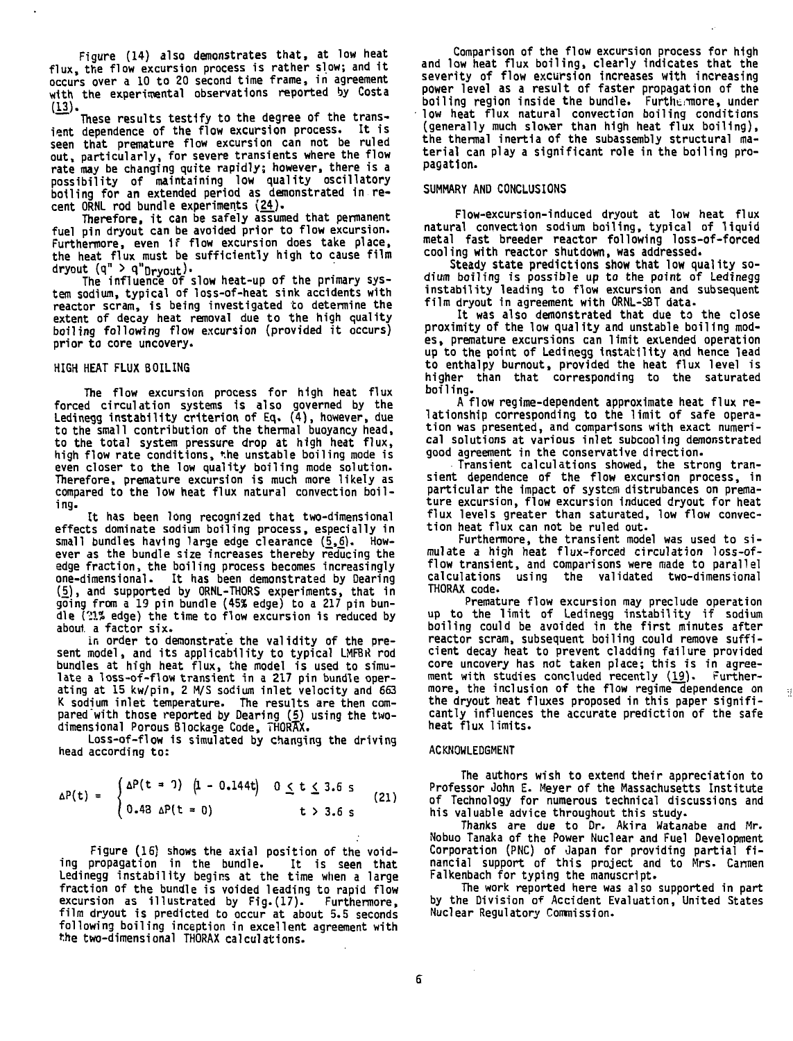Figure (14) also demonstrates that, at low heat flux, the flow excursion process is rather slow; and it occurs over a 10 to 20 second time frame, in agreement with the experimental observations reported by Costa (13).

These results testify to the degree of the transient dependence of the flow excursion process. It is seen that premature flow excursion can not be ruled out, particularly, for severe transients where the flow rate may be changing quite rapidly; however, there is a possibility of maintaining low quality oscillatory boiling for an extended period as demonstrated in recent ORNL rod bundle experiments (24).

Therefore, it can be safely assumed that permanent fuel pin dryout can be avoided prior to flow excursion. Furthermore, even if flow excursion does take place, the heat flux must be sufficiently high to cause film dryout ($q'' > q''_{Dryout}$).

The influence of slow heat-up of the primary system sodium, typical of loss-of-heat sink accidents with reactor scram, is being investigated to determine the extent of decay heat removal due to the high quality boiling following flow excursion (provided it occurs) prior to core uncovery.

## HIGH HEAT FLUX BOILING

The flow excursion process for high heat flux forced circulation systems is also governed by the Ledinegg instability criterion of Eq. (4), however, due to the small contribution of the thermal buoyancy head, to the total system pressure drop at high heat flux, high flow rate conditions, the unstable boiling mode is even closer to the low quality boiling mode solution. Therefore, premature excursion is much more likely as compared to the low heat flux natural convection boiling.

It has been long recognized that two-dimensional effects dominate sodium boiling process, especially in small bundles having large edge clearance (5,6). However as the bundle size increases thereby reducing the edge fraction, the boiling process becomes increasingly one-dimensional. It has been demonstrated by Dearing (5), and supported by ORNL-THORS experiments, that in going from a 19 pin bundle (45% edge) to a 217 pin bundle (21% edge) the time to flow excursion is reduced by about a factor six.

In order to demonstrate the validity of the present model, and its applicability to typical LMFBR rod bundles at high heat flux, the model is used to simulate a loss-of-flow transient in a 217 pin bundle operating at 15 kw/pin, 2 M/S sodium inlet velocity and 663 K sodium inlet temperature. The results are then compared with those reported by Dearing (5) using the two-dimensional Porous Blockage Code, THORAX.

Loss-of-flow is simulated by changing the driving head according to:

$$\Delta P(t) = \begin{cases} \Delta P(t = 0)\ (1 - 0.144t) & 0 \leq t \leq 3.6\ s \\ 0.48\ \Delta P(t = 0) & t > 3.6\ s \end{cases} \quad (21)$$

Figure (16) shows the axial position of the voiding propagation in the bundle. It is seen that Ledinegg instability begins at the time when a large fraction of the bundle is voided leading to rapid flow excursion as illustrated by Fig.(17). Furthermore, film dryout is predicted to occur at about 5.5 seconds following boiling inception in excellent agreement with the two-dimensional THORAX calculations.

Comparison of the flow excursion process for high and low heat flux boiling, clearly indicates that the severity of flow excursion increases with increasing power level as a result of faster propagation of the boiling region inside the bundle. Furthermore, under low heat flux natural convection boiling conditions (generally much slower than high heat flux boiling), the thermal inertia of the subassembly structural material can play a significant role in the boiling propagation.

## SUMMARY AND CONCLUSIONS

Flow-excursion-induced dryout at low heat flux natural convection sodium boiling, typical of liquid metal fast breeder reactor following loss-of-forced cooling with reactor shutdown, was addressed.

Steady state predictions show that low quality sodium boiling is possible up to the point of Ledinegg instability leading to flow excursion and subsequent film dryout in agreement with ORNL-SBT data.

It was also demonstrated that due to the close proximity of the low quality and unstable boiling modes, premature excursions can limit extended operation up to the point of Ledinegg instability and hence lead to enthalpy burnout, provided the heat flux level is higher than that corresponding to the saturated boiling.

A flow regime-dependent approximate heat flux relationship corresponding to the limit of safe operation was presented, and comparisons with exact numerical solutions at various inlet subcooling demonstrated good agreement in the conservative direction.

Transient calculations showed, the strong transient dependence of the flow excursion process, in particular the impact of system distrubances on premature excursion, flow excursion induced dryout for heat flux levels greater than saturated, low flow convection heat flux can not be ruled out.

Furthermore, the transient model was used to simulate a high heat flux-forced circulation loss-of-flow transient, and comparisons were made to parallel calculations using the validated two-dimensional THORAX code.

Premature flow excursion may preclude operation up to the limit of Ledinegg instability if sodium boiling could be avoided in the first minutes after reactor scram, subsequent boiling could remove sufficient decay heat to prevent cladding failure provided core uncovery has not taken place; this is in agreement with studies concluded recently (19). Furthermore, the inclusion of the flow regime dependence on the dryout heat fluxes proposed in this paper significantly influences the accurate prediction of the safe heat flux limits.

## ACKNOWLEDGMENT

The authors wish to extend their appreciation to Professor John E. Meyer of the Massachusetts Institute of Technology for numerous technical discussions and his valuable advice throughout this study.

Thanks are due to Dr. Akira Watanabe and Mr. Nobuo Tanaka of the Power Nuclear and Fuel Development Corporation (PNC) of Japan for providing partial financial support of this project and to Mrs. Carmen Falkenbach for typing the manuscript.

The work reported here was also supported in part by the Division of Accident Evaluation, United States Nuclear Regulatory Commission.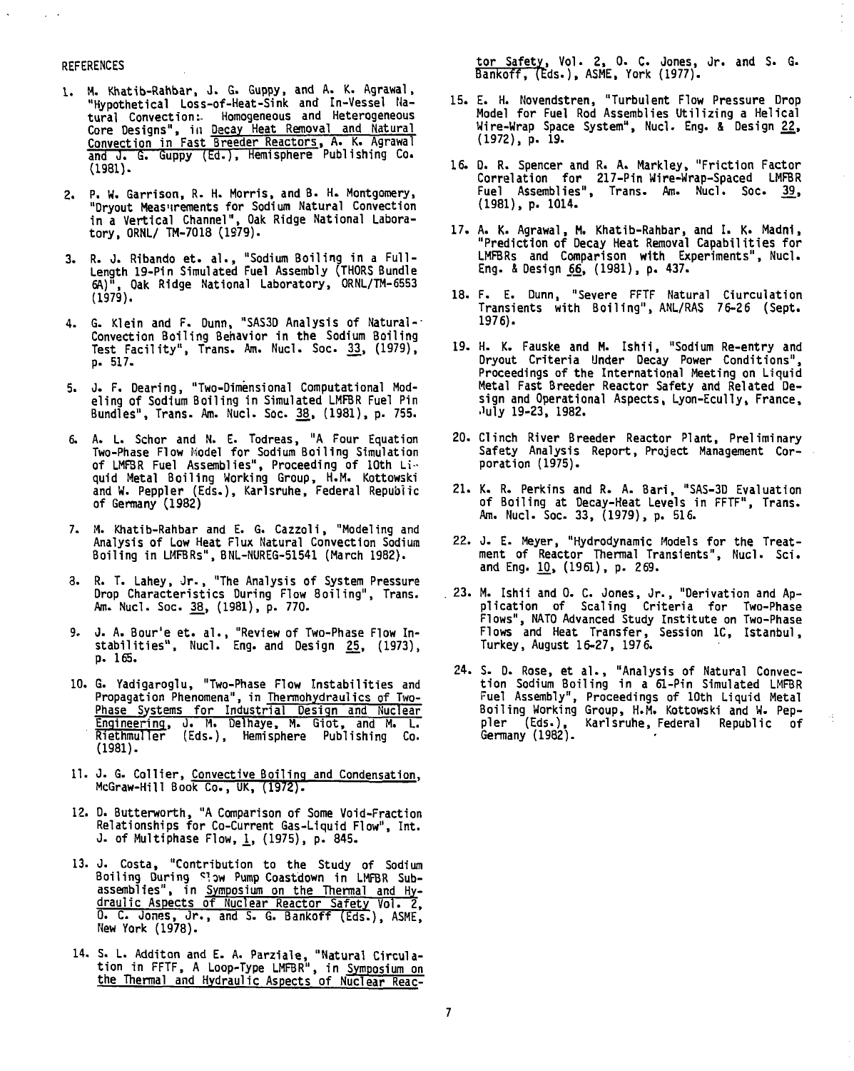REFERENCES

1. M. Khatib-Rahbar, J. G. Guppy, and A. K. Agrawal, "Hypothetical Loss-of-Heat-Sink and In-Vessel Natural Convection: Homogeneous and Heterogeneous Core Designs", in Decay Heat Removal and Natural Convection in Fast Breeder Reactors, A. K. Agrawal and J. G. Guppy (Ed.), Hemisphere Publishing Co. (1981).

2. P. W. Garrison, R. H. Morris, and B. H. Montgomery, "Dryout Measurements for Sodium Natural Convection in a Vertical Channel", Oak Ridge National Laboratory, ORNL/ TM-7018 (1979).

3. R. J. Ribando et. al., "Sodium Boiling in a Full-Length 19-Pin Simulated Fuel Assembly (THORS Bundle 6A)", Oak Ridge National Laboratory, ORNL/TM-6553 (1979).

4. G. Klein and F. Dunn, "SAS3D Analysis of Natural-Convection Boiling Behavior in the Sodium Boiling Test Facility", Trans. Am. Nucl. Soc. 33, (1979), p. 517.

5. J. F. Dearing, "Two-Dimensional Computational Modeling of Sodium Boiling in Simulated LMFBR Fuel Pin Bundles", Trans. Am. Nucl. Soc. 38, (1981), p. 755.

6. A. L. Schor and N. E. Todreas, "A Four Equation Two-Phase Flow Model for Sodium Boiling Simulation of LMFBR Fuel Assemblies", Proceeding of 10th Liquid Metal Boiling Working Group, H.M. Kottowski and W. Peppler (Eds.), Karlsruhe, Federal Republic of Germany (1982)

7. M. Khatib-Rahbar and E. G. Cazzoli, "Modeling and Analysis of Low Heat Flux Natural Convection Sodium Boiling in LMFBRs", BNL-NUREG-51541 (March 1982).

8. R. T. Lahey, Jr., "The Analysis of System Pressure Drop Characteristics During Flow Boiling", Trans. Am. Nucl. Soc. 38, (1981), p. 770.

9. J. A. Bour'e et. al., "Review of Two-Phase Flow Instabilities", Nucl. Eng. and Design 25, (1973), p. 165.

10. G. Yadigaroglu, "Two-Phase Flow Instabilities and Propagation Phenomena", in Thermohydraulics of Two-Phase Systems for Industrial Design and Nuclear Engineering, J. M. Delhaye, M. Giot, and M. L. Riethmuller (Eds.), Hemisphere Publishing Co. (1981).

11. J. G. Collier, Convective Boiling and Condensation, McGraw-Hill Book Co., UK, (1972).

12. D. Butterworth, "A Comparison of Some Void-Fraction Relationships for Co-Current Gas-Liquid Flow", Int. J. of Multiphase Flow, 1, (1975), p. 845.

13. J. Costa, "Contribution to the Study of Sodium Boiling During Slow Pump Coastdown in LMFBR Subassemblies", in Symposium on the Thermal and Hydraulic Aspects of Nuclear Reactor Safety Vol. 2, O. C. Jones, Jr., and S. G. Bankoff (Eds.), ASME, New York (1978).

14. S. L. Additon and E. A. Parziale, "Natural Circulation in FFTF, A Loop-Type LMFBR", in Symposium on the Thermal and Hydraulic Aspects of Nuclear Reactor Safety, Vol. 2, O. C. Jones, Jr. and S. G. Bankoff, (Eds.), ASME, York (1977).

15. E. H. Novendstren, "Turbulent Flow Pressure Drop Model for Fuel Rod Assemblies Utilizing a Helical Wire-Wrap Space System", Nucl. Eng. & Design 22, (1972), p. 19.

16. D. R. Spencer and R. A. Markley, "Friction Factor Correlation for 217-Pin Wire-Wrap-Spaced LMFBR Fuel Assemblies", Trans. Am. Nucl. Soc. 39, (1981), p. 1014.

17. A. K. Agrawal, M. Khatib-Rahbar, and I. K. Madni, "Prediction of Decay Heat Removal Capabilities for LMFBRs and Comparison with Experiments", Nucl. Eng. & Design 66, (1981), p. 437.

18. F. E. Dunn, "Severe FFTF Natural Ciurculation Transients with Boiling", ANL/RAS 76-26 (Sept. 1976).

19. H. K. Fauske and M. Ishii, "Sodium Re-entry and Dryout Criteria Under Decay Power Conditions", Proceedings of the International Meeting on Liquid Metal Fast Breeder Reactor Safety and Related Design and Operational Aspects, Lyon-Ecully, France, July 19-23, 1982.

20. Clinch River Breeder Reactor Plant, Preliminary Safety Analysis Report, Project Management Corporation (1975).

21. K. R. Perkins and R. A. Bari, "SAS-3D Evaluation of Boiling at Decay-Heat Levels in FFTF", Trans. Am. Nucl. Soc. 33, (1979), p. 516.

22. J. E. Meyer, "Hydrodynamic Models for the Treatment of Reactor Thermal Transients", Nucl. Sci. and Eng. 10, (1961), p. 269.

23. M. Ishii and O. C. Jones, Jr., "Derivation and Application of Scaling Criteria for Two-Phase Flows", NATO Advanced Study Institute on Two-Phase Flows and Heat Transfer, Session 1C, Istanbul, Turkey, August 16-27, 1976.

24. S. D. Rose, et al., "Analysis of Natural Convection Sodium Boiling in a 61-Pin Simulated LMFBR Fuel Assembly", Proceedings of 10th Liquid Metal Boiling Working Group, H.M. Kottowski and W. Peppler (Eds.), Karlsruhe, Federal Republic of Germany (1982).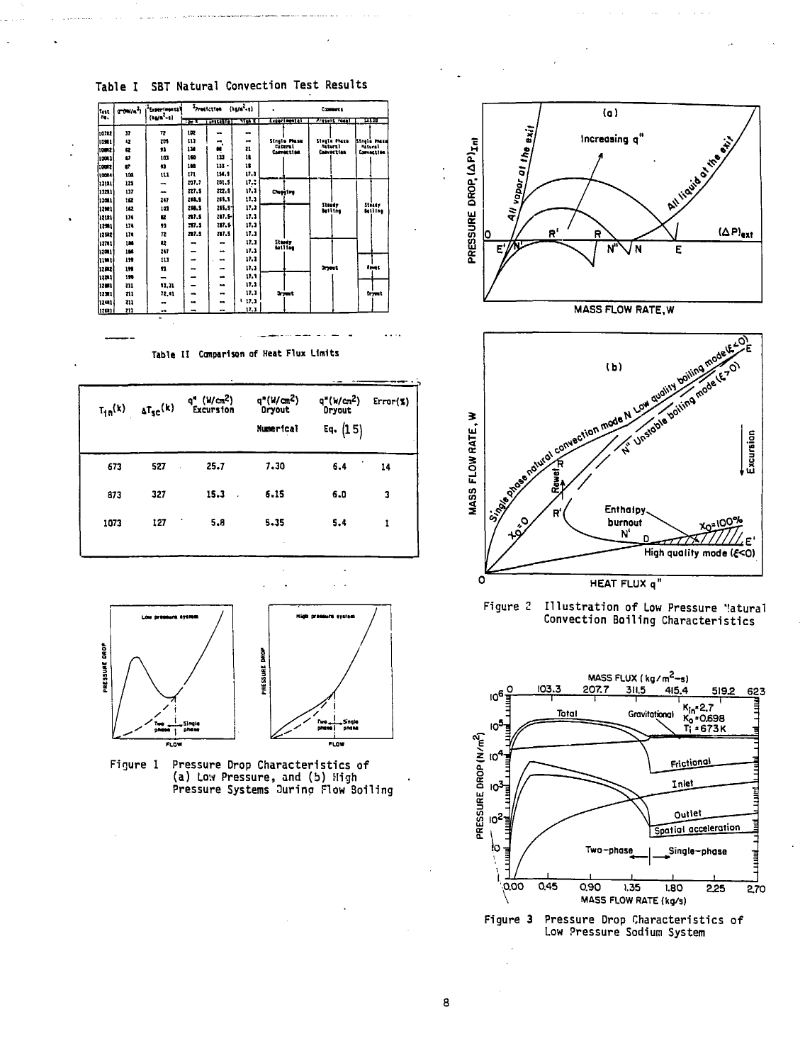Table I SBT Natural Convection Test Results

| Test No. | $q''$ (kW/m$^2$) | Experimental (kg/m$^2$-s) | Prediction (kg/m$^2$-s) Low K | Prediction Unstable | Prediction High K | Comments Experimental | Comments Present Model | Comments SAS3D |
|---|---|---|---|---|---|---|---|---|
| 10702 | 37 | 72 | 102 | — | — | Single Phase Natural Convection | Single Phase Natural Convection | Single Phase Natural Convection |
| 10981 | 42 | 205 | 113 | — | — | | | |
| 10082 | 62 | 93 | 136 | 88 | 21 | | | |
| 10083 | 67 | 103 | 160 | 133 | 18 | | | |
| 10002 | 87 | 93 | 168 | 133 | 18 | | | |
| 10004 | 100 | 111 | 171 | 154.5 | 17.3 | | | |
| 13191 | 125 | — | 207.7 | 201.5 | 17.3 | | | |
| 13291 | 137 | — | 227.5 | 222.5 | 17.3 | Chugging | | |
| 12081 | 162 | 247 | 268.5 | 265.5 | 17.3 | | Steady Boiling | Steady Boiling |
| 12981 | 162 | 103 | 268.5 | 265.5 | 17.3 | | | |
| 12181 | 174 | 82 | 287.5 | 287.5 | 17.3 | | | |
| 12981 | 174 | 93 | 287.5 | 287.5 | 17.3 | | | |
| 12582 | 174 | 72 | 287.5 | 287.5 | 17.3 | | | |
| 12781 | 186 | 82 | — | — | 17.3 | Steady Boiling | | |
| 12081 | 186 | 247 | — | — | 17.3 | | | |
| 11981 | 199 | 113 | — | — | 17.3 | | | |
| 12082 | 199 | 93 | — | — | 17.3 | | Dryout | Rewet |
| 12081 | 199 | — | — | — | 17.3 | | | |
| 12881 | 211 | 93.31 | — | — | 17.3 | | | |
| 12381 | 211 | 72.41 | — | — | 17.3 | Dryout | | Dryout |
| 12481 | 211 | — | — | — | 17.3 | | | |
| 12681 | 211 | — | — | — | 17.3 | | | |

Table II Comparison of Heat Flux Limits

| $T_{in}$(k) | $\Delta T_{sc}$(k) | $q''$ (W/cm$^2$) Excursion | $q''$(W/cm$^2$) Dryout Numerical | $q''$(W/cm$^2$) Dryout Eq. (15) | Error(%) |
|---|---|---|---|---|---|
| 673 | 527 | 25.7 | 7.30 | 6.4 | 14 |
| 873 | 327 | 15.3 | 6.15 | 6.0 | 3 |
| 1073 | 127 | 5.8 | 5.35 | 5.4 | 1 |

Figure 1 Pressure Drop Characteristics of (a) Low Pressure, and (b) High Pressure Systems During Flow Boiling

Figure 2 Illustration of Low Pressure Natural Convection Boiling Characteristics

Figure 3 Pressure Drop Characteristics of Low Pressure Sodium System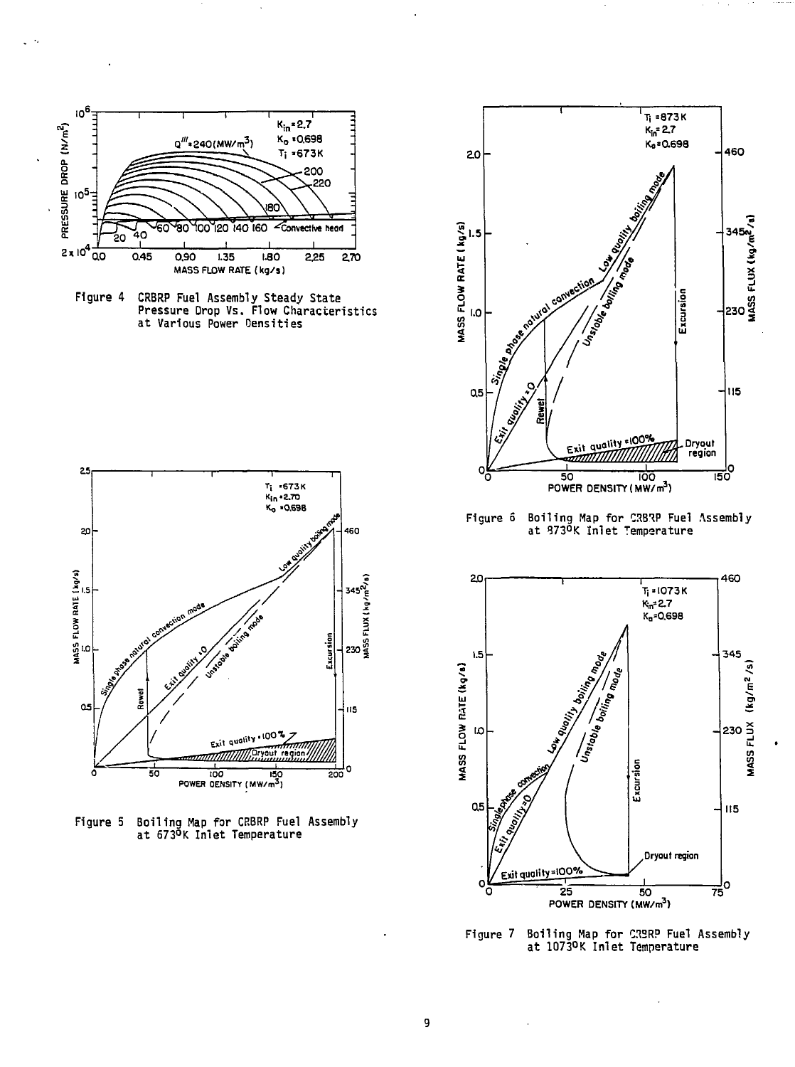Figure 4 CRBRP Fuel Assembly Steady State Pressure Drop Vs. Flow Characteristics at Various Power Densities

Figure 5 Boiling Map for CRBRP Fuel Assembly at 673°K Inlet Temperature

Figure 6 Boiling Map for CRBRP Fuel Assembly at 873°K Inlet Temperature

Figure 7 Boiling Map for CRBRP Fuel Assembly at 1073°K Inlet Temperature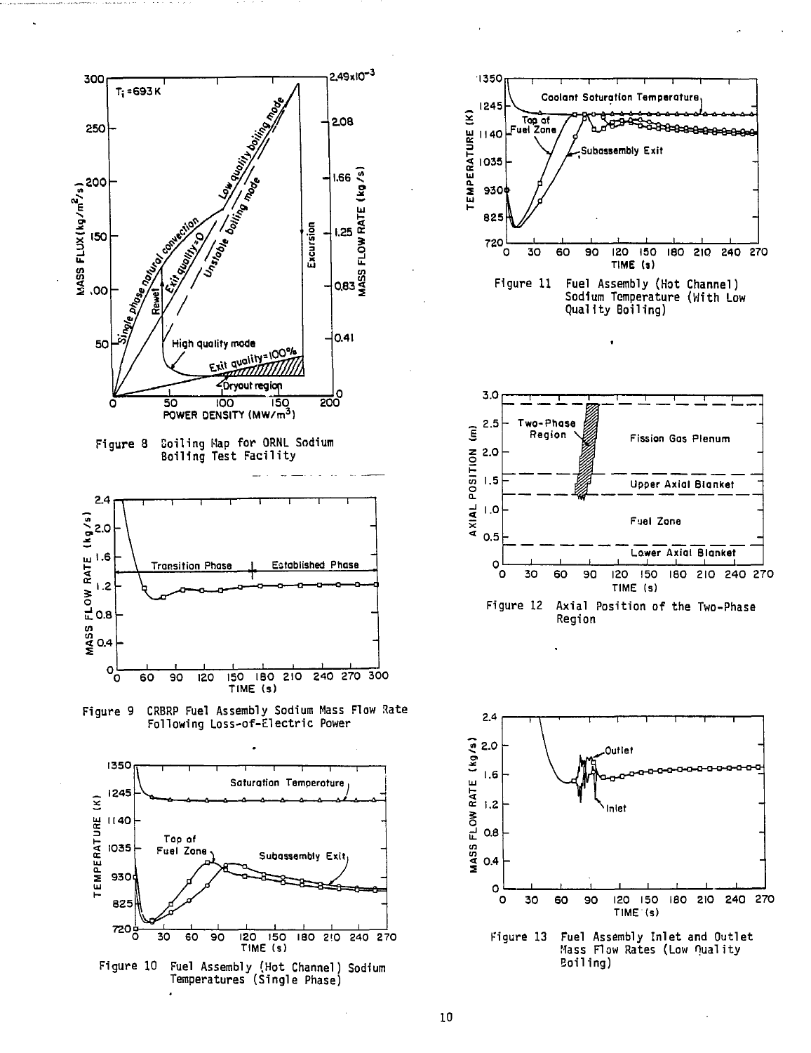Figure 8 Boiling Map for ORNL Sodium Boiling Test Facility

Figure 9 CRBRP Fuel Assembly Sodium Mass Flow Rate Following Loss-of-Electric Power

Figure 10 Fuel Assembly (Hot Channel) Sodium Temperatures (Single Phase)

Figure 11 Fuel Assembly (Hot Channel) Sodium Temperature (With Low Quality Boiling)

Figure 12 Axial Position of the Two-Phase Region

Figure 13 Fuel Assembly Inlet and Outlet Mass Flow Rates (Low Quality Boiling)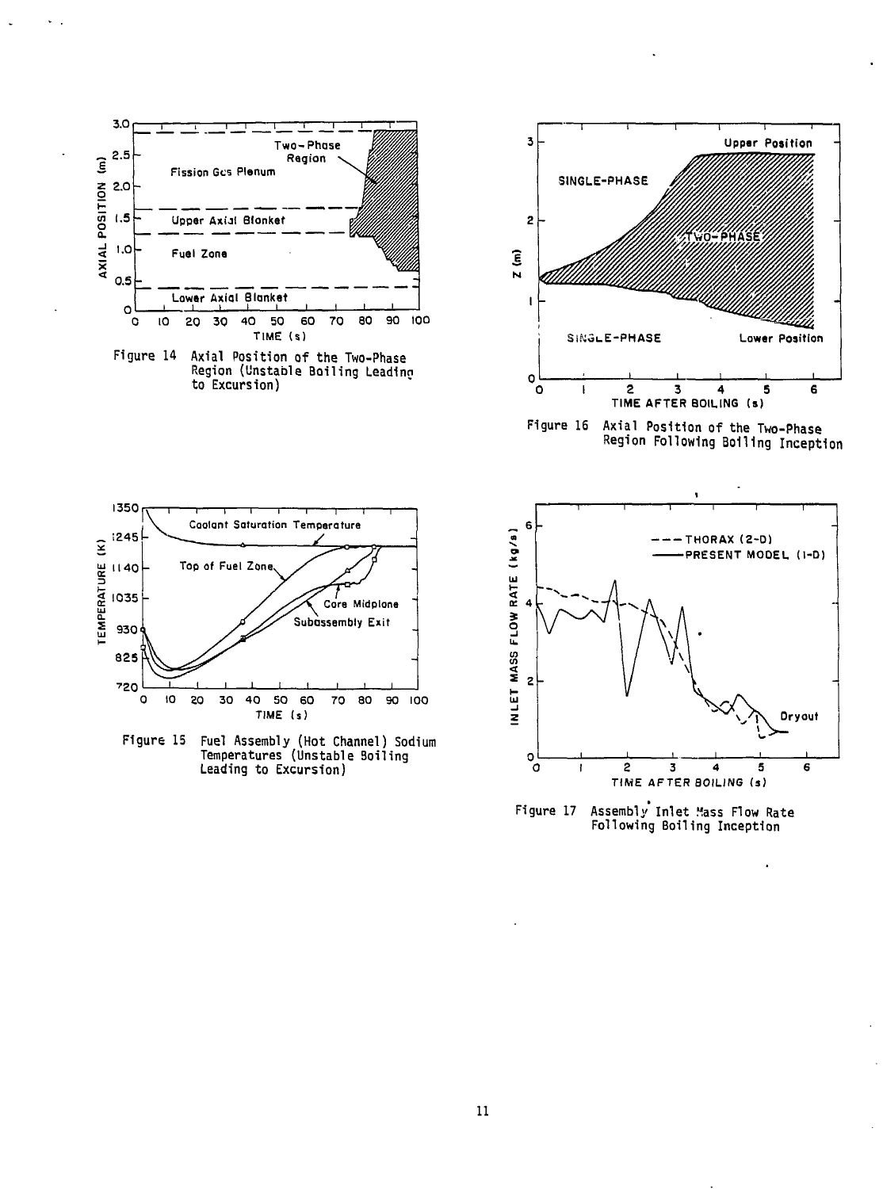3.0

2.5

2.0

1.5

1.0

0.5

0

AXIAL POSITION (m)

Two-Phase Region

Fission Gas Plenum

Upper Axial Blanket

Fuel Zone

Lower Axial Blanket

0 10 20 30 40 50 60 70 80 90 100

TIME (s)

Figure 14 Axial Position of the Two-Phase Region (Unstable Boiling Leading to Excursion)

3

2

1

0

Z (m)

Upper Position

SINGLE-PHASE

TWO-PHASE

SINGLE-PHASE

Lower Position

0 1 2 3 4 5 6

TIME AFTER BOILING (s)

Figure 16 Axial Position of the Two-Phase Region Following Boiling Inception

1350

1245

1140

1035

930

825

720

TEMPERATURE (K)

Coolant Saturation Temperature

Top of Fuel Zone

Core Midplane

Subassembly Exit

0 10 20 30 40 50 60 70 80 90 100

TIME (s)

Figure 15 Fuel Assembly (Hot Channel) Sodium Temperatures (Unstable Boiling Leading to Excursion)

6

4

2

0

INLET MASS FLOW RATE (kg/s)

THORAX (2-D)

PRESENT MODEL (1-D)

Dryout

0 1 2 3 4 5 6

TIME AFTER BOILING (s)

Figure 17 Assembly Inlet Mass Flow Rate Following Boiling Inception